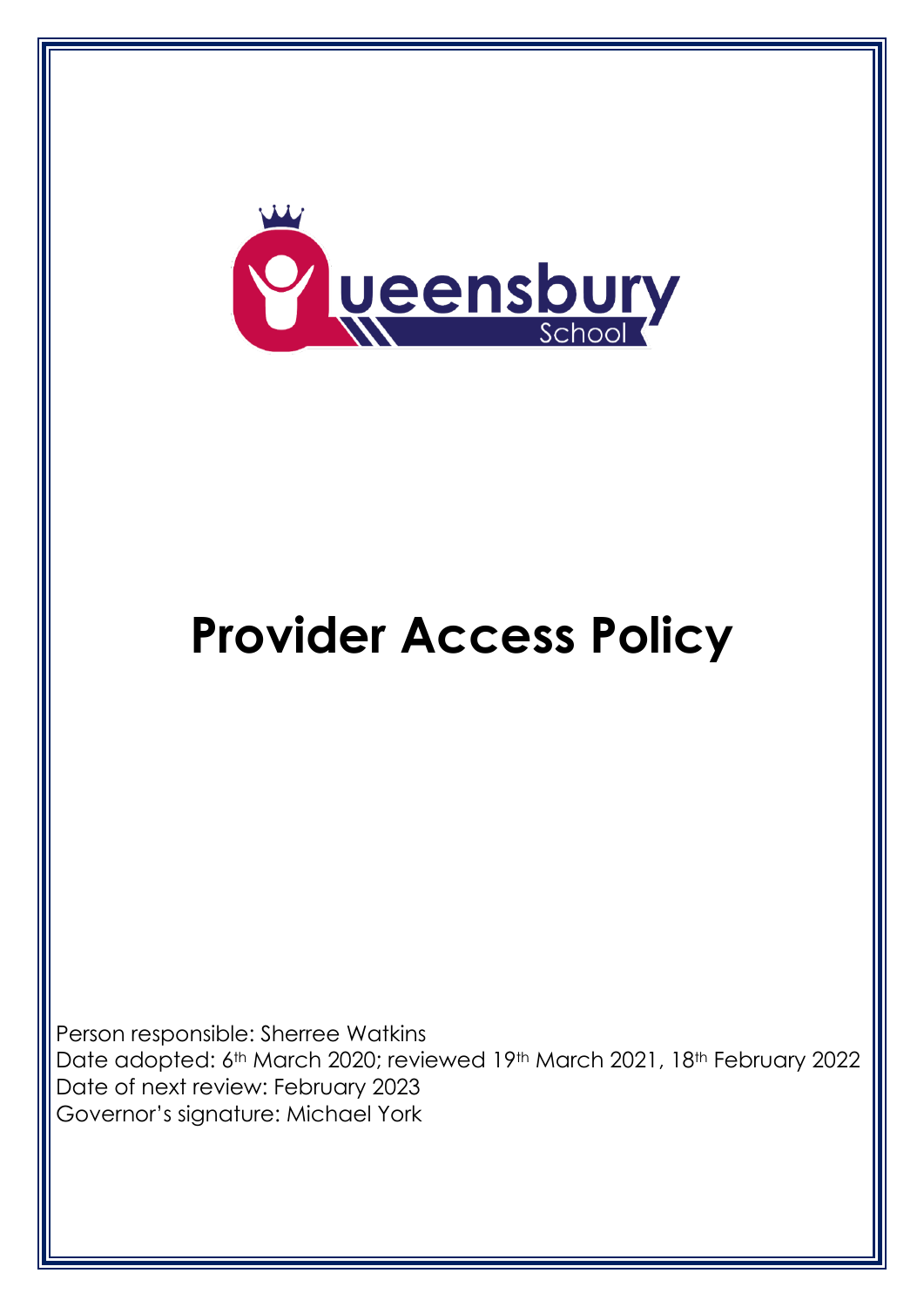Queensbury School

# Provider Access Policy

Person responsible: Sherree Watkins
Date adopted: 6th March 2020; reviewed 19th March 2021, 18th February 2022
Date of next review: February 2023
Governor's signature: Michael York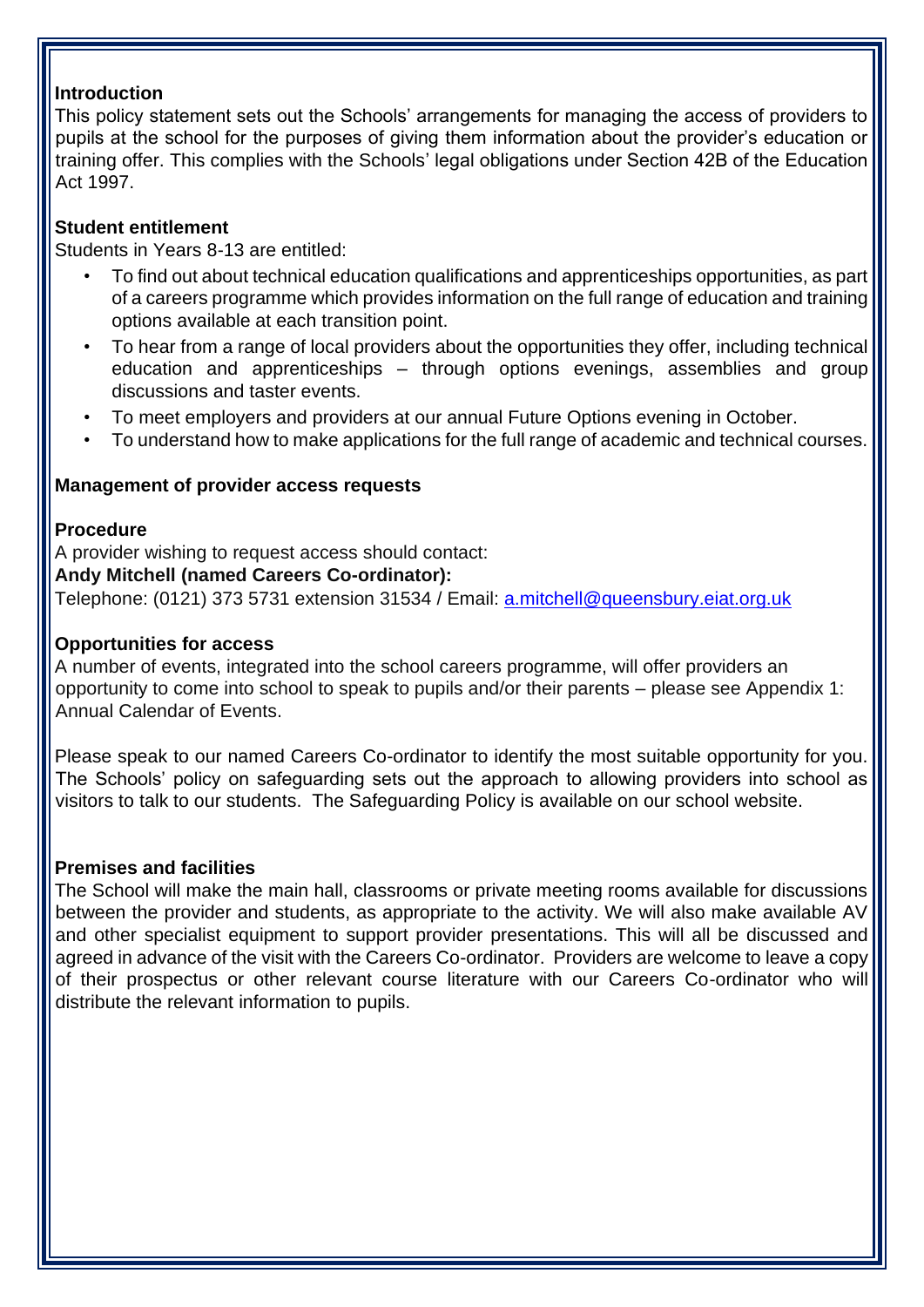### Introduction

This policy statement sets out the Schools' arrangements for managing the access of providers to pupils at the school for the purposes of giving them information about the provider's education or training offer. This complies with the Schools' legal obligations under Section 42B of the Education Act 1997.

### Student entitlement

Students in Years 8-13 are entitled:

- To find out about technical education qualifications and apprenticeships opportunities, as part of a careers programme which provides information on the full range of education and training options available at each transition point.
- To hear from a range of local providers about the opportunities they offer, including technical education and apprenticeships – through options evenings, assemblies and group discussions and taster events.
- To meet employers and providers at our annual Future Options evening in October.
- To understand how to make applications for the full range of academic and technical courses.

### Management of provider access requests

### Procedure

A provider wishing to request access should contact:

**Andy Mitchell (named Careers Co-ordinator):**

Telephone: (0121) 373 5731 extension 31534 / Email: [a.mitchell@queensbury.eiat.org.uk](mailto:a.mitchell@queensbury.eiat.org.uk)

### Opportunities for access

A number of events, integrated into the school careers programme, will offer providers an opportunity to come into school to speak to pupils and/or their parents – please see Appendix 1: Annual Calendar of Events.

Please speak to our named Careers Co-ordinator to identify the most suitable opportunity for you. The Schools' policy on safeguarding sets out the approach to allowing providers into school as visitors to talk to our students. The Safeguarding Policy is available on our school website.

### Premises and facilities

The School will make the main hall, classrooms or private meeting rooms available for discussions between the provider and students, as appropriate to the activity. We will also make available AV and other specialist equipment to support provider presentations. This will all be discussed and agreed in advance of the visit with the Careers Co-ordinator. Providers are welcome to leave a copy of their prospectus or other relevant course literature with our Careers Co-ordinator who will distribute the relevant information to pupils.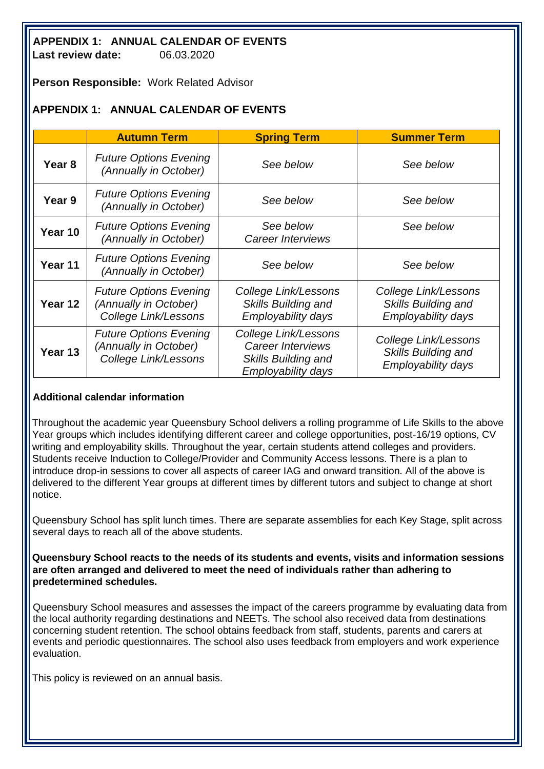## APPENDIX 1: ANNUAL CALENDAR OF EVENTS

**Last review date:** 06.03.2020

**Person Responsible:** Work Related Advisor

## APPENDIX 1: ANNUAL CALENDAR OF EVENTS

| | Autumn Term | Spring Term | Summer Term |
|---|---|---|---|
| **Year 8** | *Future Options Evening (Annually in October)* | *See below* | *See below* |
| **Year 9** | *Future Options Evening (Annually in October)* | *See below* | *See below* |
| **Year 10** | *Future Options Evening (Annually in October)* | *See below Career Interviews* | *See below* |
| **Year 11** | *Future Options Evening (Annually in October)* | *See below* | *See below* |
| **Year 12** | *Future Options Evening (Annually in October) College Link/Lessons* | *College Link/Lessons Skills Building and Employability days* | *College Link/Lessons Skills Building and Employability days* |
| **Year 13** | *Future Options Evening (Annually in October) College Link/Lessons* | *College Link/Lessons Career Interviews Skills Building and Employability days* | *College Link/Lessons Skills Building and Employability days* |

**Additional calendar information**

Throughout the academic year Queensbury School delivers a rolling programme of Life Skills to the above Year groups which includes identifying different career and college opportunities, post-16/19 options, CV writing and employability skills. Throughout the year, certain students attend colleges and providers. Students receive Induction to College/Provider and Community Access lessons. There is a plan to introduce drop-in sessions to cover all aspects of career IAG and onward transition. All of the above is delivered to the different Year groups at different times by different tutors and subject to change at short notice.

Queensbury School has split lunch times. There are separate assemblies for each Key Stage, split across several days to reach all of the above students.

**Queensbury School reacts to the needs of its students and events, visits and information sessions are often arranged and delivered to meet the need of individuals rather than adhering to predetermined schedules.**

Queensbury School measures and assesses the impact of the careers programme by evaluating data from the local authority regarding destinations and NEETs. The school also received data from destinations concerning student retention. The school obtains feedback from staff, students, parents and carers at events and periodic questionnaires. The school also uses feedback from employers and work experience evaluation.

This policy is reviewed on an annual basis.